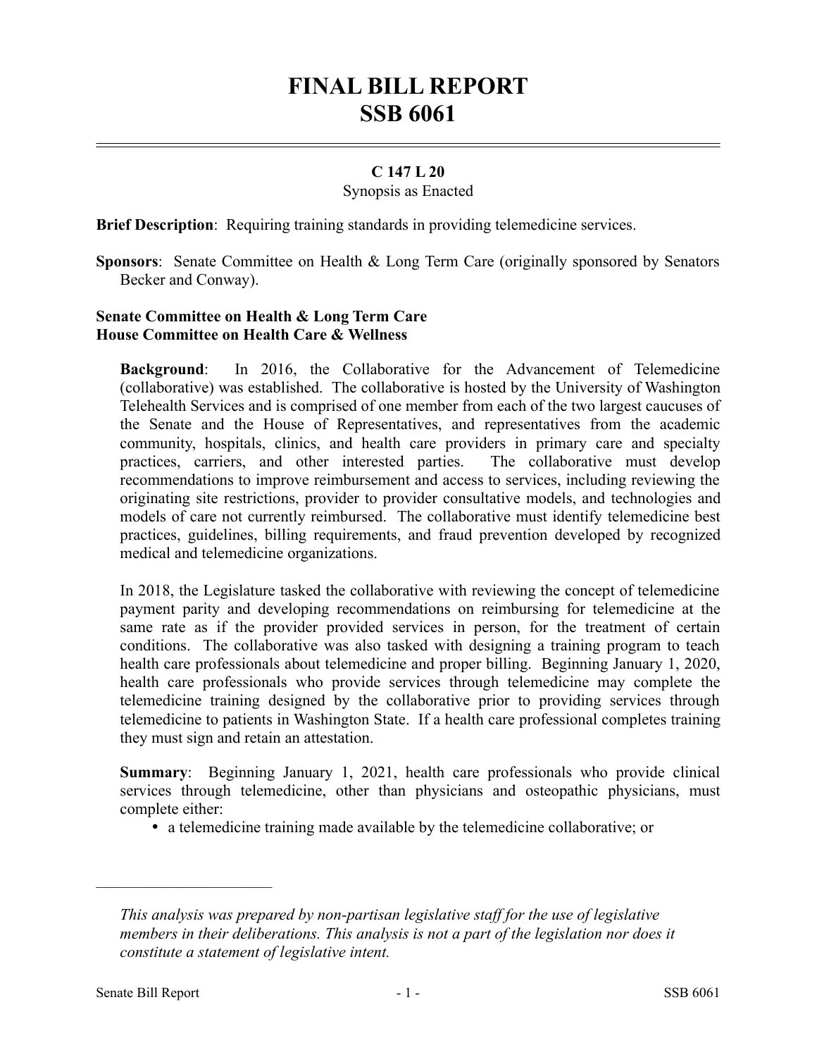# FINAL BILL REPORT
# SSB 6061

**C 147 L 20**

Synopsis as Enacted

**Brief Description**: Requiring training standards in providing telemedicine services.

**Sponsors**: Senate Committee on Health & Long Term Care (originally sponsored by Senators Becker and Conway).

**Senate Committee on Health & Long Term Care**
**House Committee on Health Care & Wellness**

**Background**: In 2016, the Collaborative for the Advancement of Telemedicine (collaborative) was established. The collaborative is hosted by the University of Washington Telehealth Services and is comprised of one member from each of the two largest caucuses of the Senate and the House of Representatives, and representatives from the academic community, hospitals, clinics, and health care providers in primary care and specialty practices, carriers, and other interested parties. The collaborative must develop recommendations to improve reimbursement and access to services, including reviewing the originating site restrictions, provider to provider consultative models, and technologies and models of care not currently reimbursed. The collaborative must identify telemedicine best practices, guidelines, billing requirements, and fraud prevention developed by recognized medical and telemedicine organizations.

In 2018, the Legislature tasked the collaborative with reviewing the concept of telemedicine payment parity and developing recommendations on reimbursing for telemedicine at the same rate as if the provider provided services in person, for the treatment of certain conditions. The collaborative was also tasked with designing a training program to teach health care professionals about telemedicine and proper billing. Beginning January 1, 2020, health care professionals who provide services through telemedicine may complete the telemedicine training designed by the collaborative prior to providing services through telemedicine to patients in Washington State. If a health care professional completes training they must sign and retain an attestation.

**Summary**: Beginning January 1, 2021, health care professionals who provide clinical services through telemedicine, other than physicians and osteopathic physicians, must complete either:

- a telemedicine training made available by the telemedicine collaborative; or

---

*This analysis was prepared by non-partisan legislative staff for the use of legislative members in their deliberations. This analysis is not a part of the legislation nor does it constitute a statement of legislative intent.*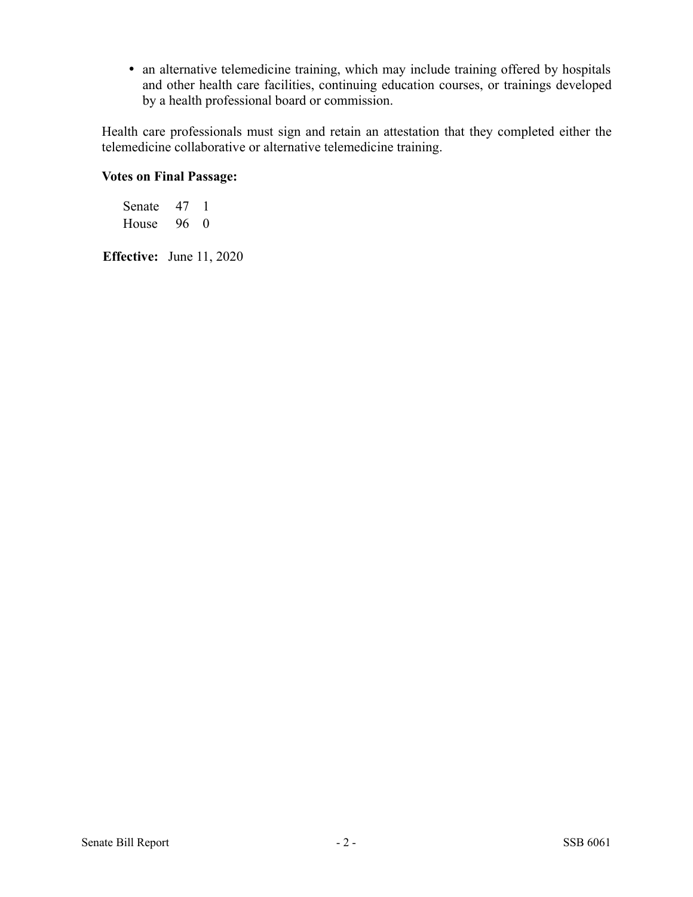- an alternative telemedicine training, which may include training offered by hospitals and other health care facilities, continuing education courses, or trainings developed by a health professional board or commission.

Health care professionals must sign and retain an attestation that they completed either the telemedicine collaborative or alternative telemedicine training.

**Votes on Final Passage:**

| | | |
|---|---|---|
| Senate | 47 | 1 |
| House | 96 | 0 |

**Effective:** June 11, 2020